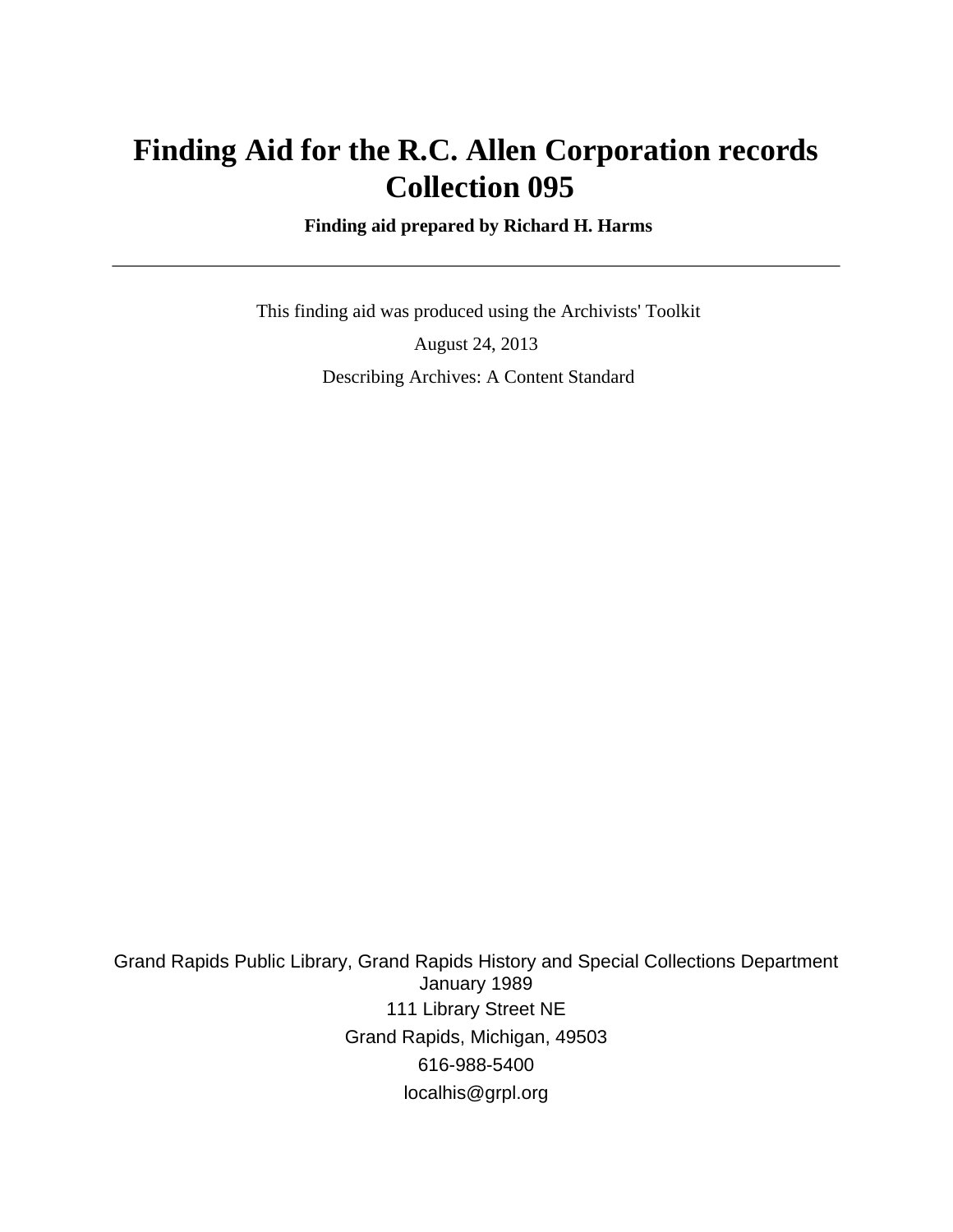# Finding Aid for the R.C. Allen Corporation records Collection 095

**Finding aid prepared by Richard H. Harms**

---

This finding aid was produced using the Archivists' Toolkit

August 24, 2013

Describing Archives: A Content Standard

Grand Rapids Public Library, Grand Rapids History and Special Collections Department
January 1989
111 Library Street NE
Grand Rapids, Michigan, 49503
616-988-5400
localhis@grpl.org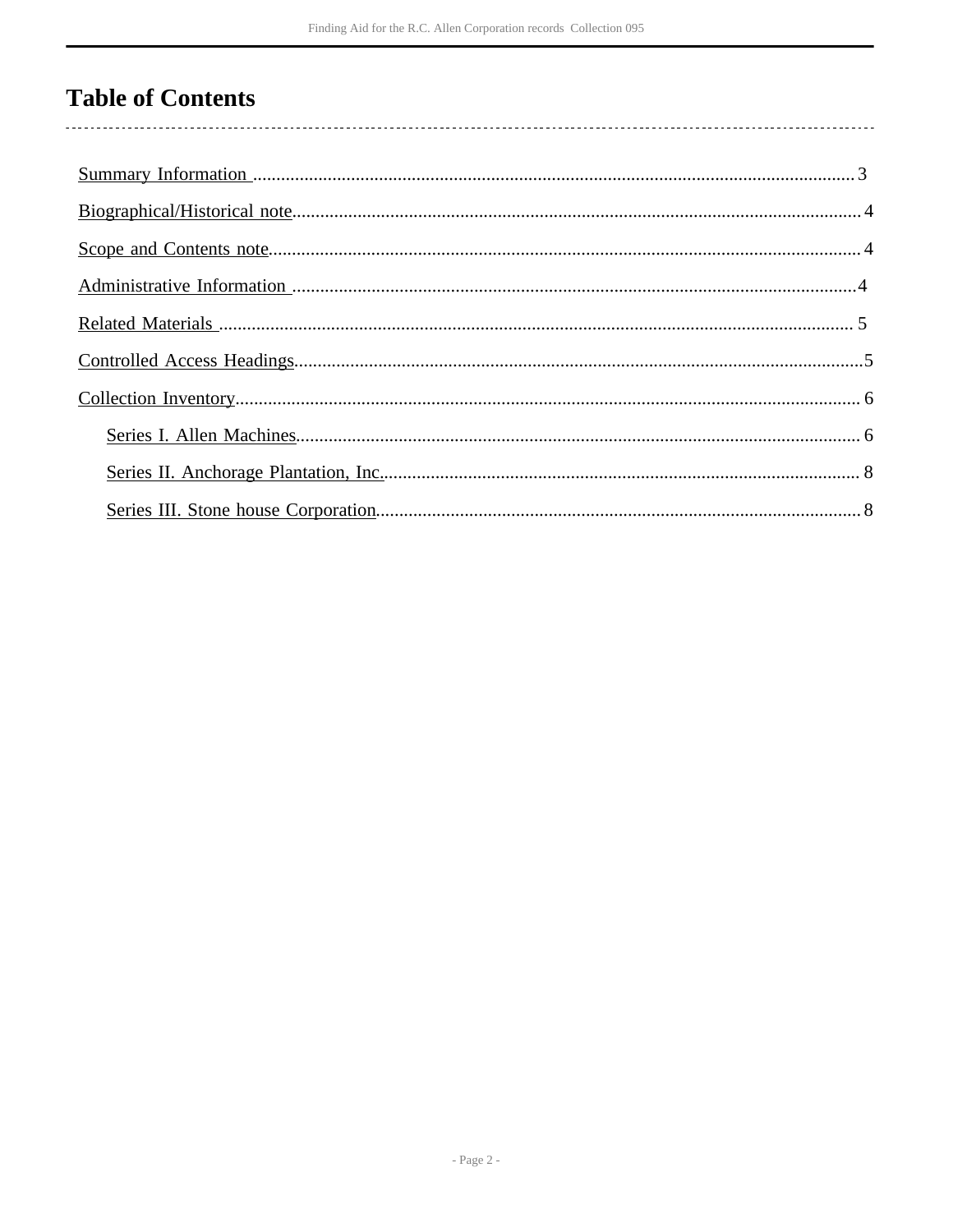# Table of Contents

- Summary Information ..................................................................................................................... 3
- Biographical/Historical note.......................................................................................................... 4
- Scope and Contents note............................................................................................................... 4
- Administrative Information .......................................................................................................... 4
- Related Materials ......................................................................................................................... 5
- Controlled Access Headings.......................................................................................................... 5
- Collection Inventory...................................................................................................................... 6
  - Series I. Allen Machines.......................................................................................................... 6
  - Series II. Anchorage Plantation, Inc....................................................................................... 8
  - Series III. Stone house Corporation........................................................................................ 8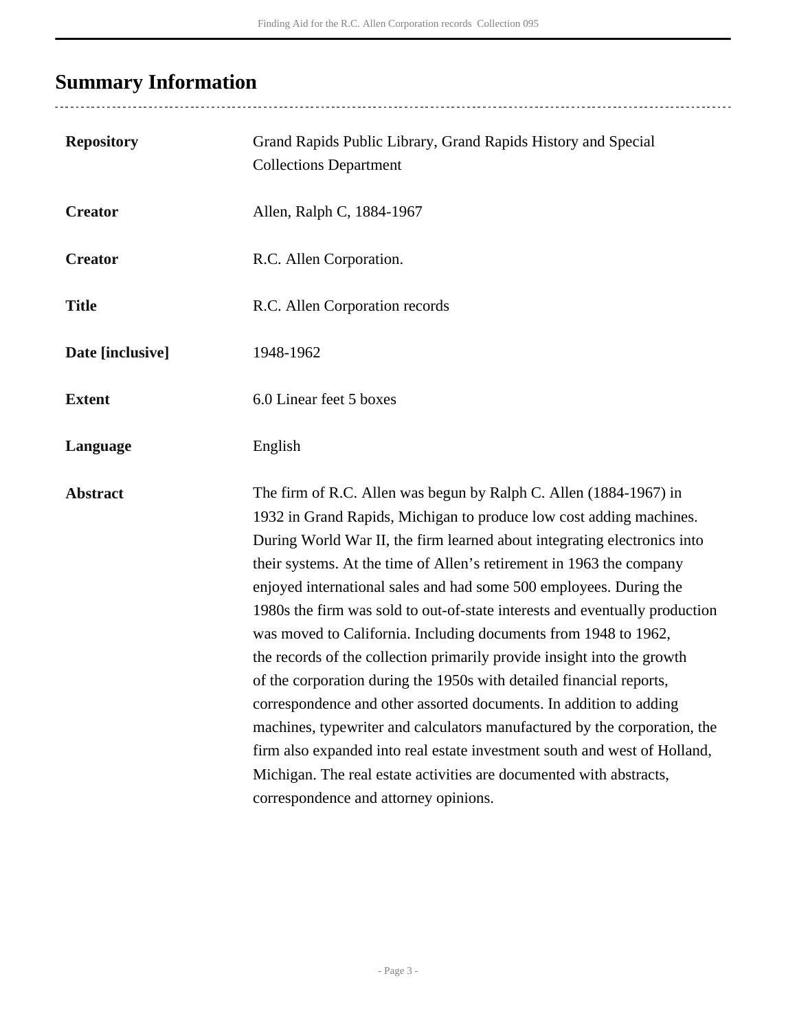## Summary Information

| | |
|---|---|
| **Repository** | Grand Rapids Public Library, Grand Rapids History and Special Collections Department |
| **Creator** | Allen, Ralph C, 1884-1967 |
| **Creator** | R.C. Allen Corporation. |
| **Title** | R.C. Allen Corporation records |
| **Date [inclusive]** | 1948-1962 |
| **Extent** | 6.0 Linear feet 5 boxes |
| **Language** | English |
| **Abstract** | The firm of R.C. Allen was begun by Ralph C. Allen (1884-1967) in 1932 in Grand Rapids, Michigan to produce low cost adding machines. During World War II, the firm learned about integrating electronics into their systems. At the time of Allen's retirement in 1963 the company enjoyed international sales and had some 500 employees. During the 1980s the firm was sold to out-of-state interests and eventually production was moved to California. Including documents from 1948 to 1962, the records of the collection primarily provide insight into the growth of the corporation during the 1950s with detailed financial reports, correspondence and other assorted documents. In addition to adding machines, typewriter and calculators manufactured by the corporation, the firm also expanded into real estate investment south and west of Holland, Michigan. The real estate activities are documented with abstracts, correspondence and attorney opinions. |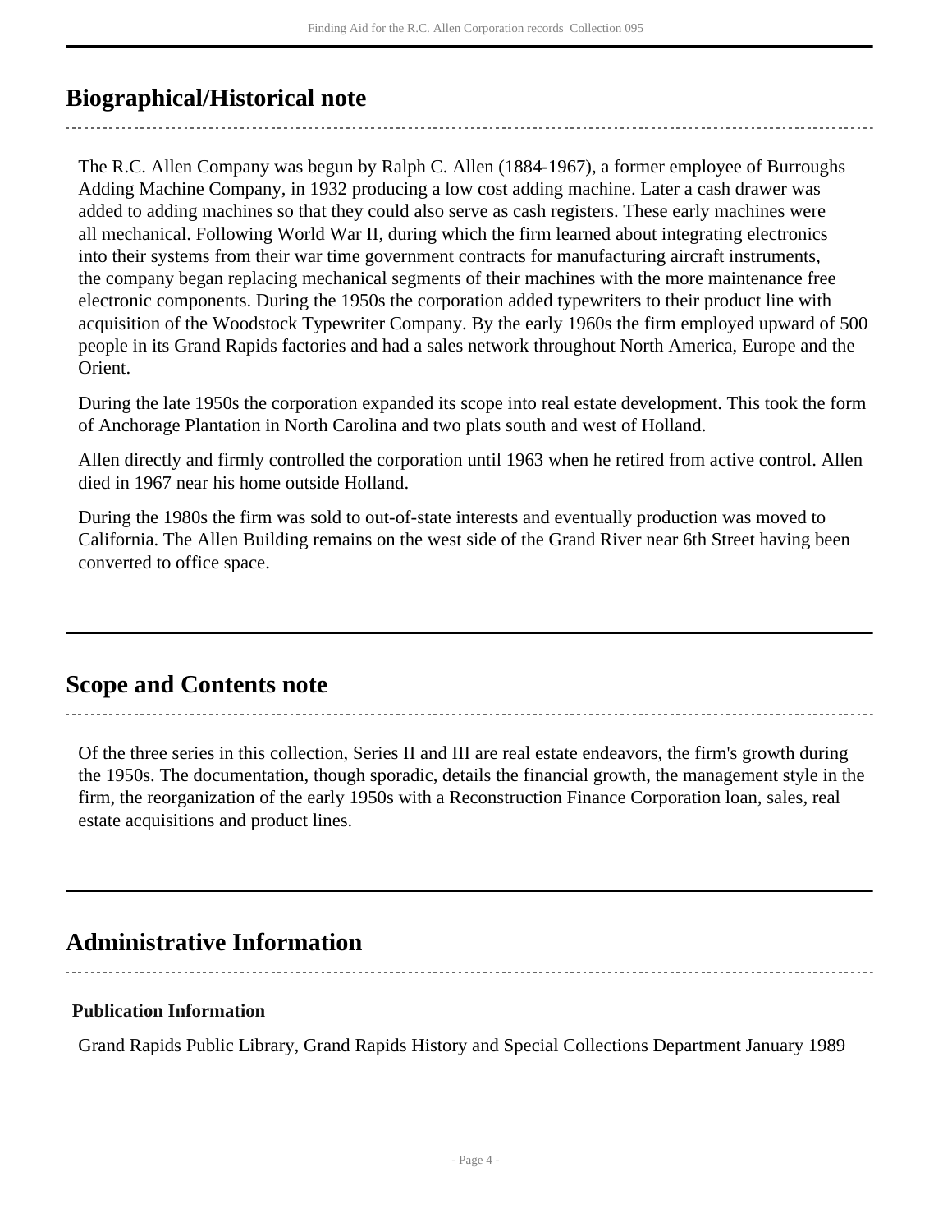## Biographical/Historical note

The R.C. Allen Company was begun by Ralph C. Allen (1884-1967), a former employee of Burroughs Adding Machine Company, in 1932 producing a low cost adding machine. Later a cash drawer was added to adding machines so that they could also serve as cash registers. These early machines were all mechanical. Following World War II, during which the firm learned about integrating electronics into their systems from their war time government contracts for manufacturing aircraft instruments, the company began replacing mechanical segments of their machines with the more maintenance free electronic components. During the 1950s the corporation added typewriters to their product line with acquisition of the Woodstock Typewriter Company. By the early 1960s the firm employed upward of 500 people in its Grand Rapids factories and had a sales network throughout North America, Europe and the Orient.

During the late 1950s the corporation expanded its scope into real estate development. This took the form of Anchorage Plantation in North Carolina and two plats south and west of Holland.

Allen directly and firmly controlled the corporation until 1963 when he retired from active control. Allen died in 1967 near his home outside Holland.

During the 1980s the firm was sold to out-of-state interests and eventually production was moved to California. The Allen Building remains on the west side of the Grand River near 6th Street having been converted to office space.

## Scope and Contents note

Of the three series in this collection, Series II and III are real estate endeavors, the firm's growth during the 1950s. The documentation, though sporadic, details the financial growth, the management style in the firm, the reorganization of the early 1950s with a Reconstruction Finance Corporation loan, sales, real estate acquisitions and product lines.

## Administrative Information

### Publication Information

Grand Rapids Public Library, Grand Rapids History and Special Collections Department January 1989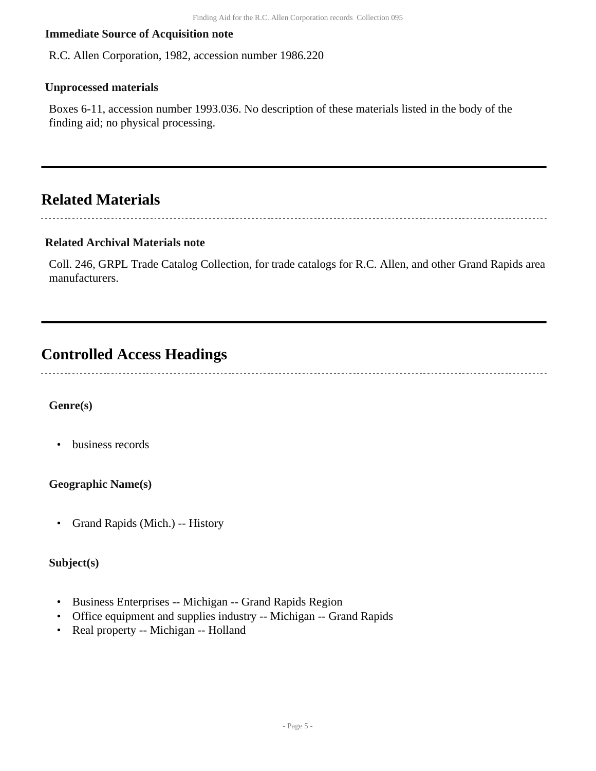**Immediate Source of Acquisition note**

R.C. Allen Corporation, 1982, accession number 1986.220

**Unprocessed materials**

Boxes 6-11, accession number 1993.036. No description of these materials listed in the body of the finding aid; no physical processing.

## Related Materials

**Related Archival Materials note**

Coll. 246, GRPL Trade Catalog Collection, for trade catalogs for R.C. Allen, and other Grand Rapids area manufacturers.

## Controlled Access Headings

**Genre(s)**

- business records

**Geographic Name(s)**

- Grand Rapids (Mich.) -- History

**Subject(s)**

- Business Enterprises -- Michigan -- Grand Rapids Region
- Office equipment and supplies industry -- Michigan -- Grand Rapids
- Real property -- Michigan -- Holland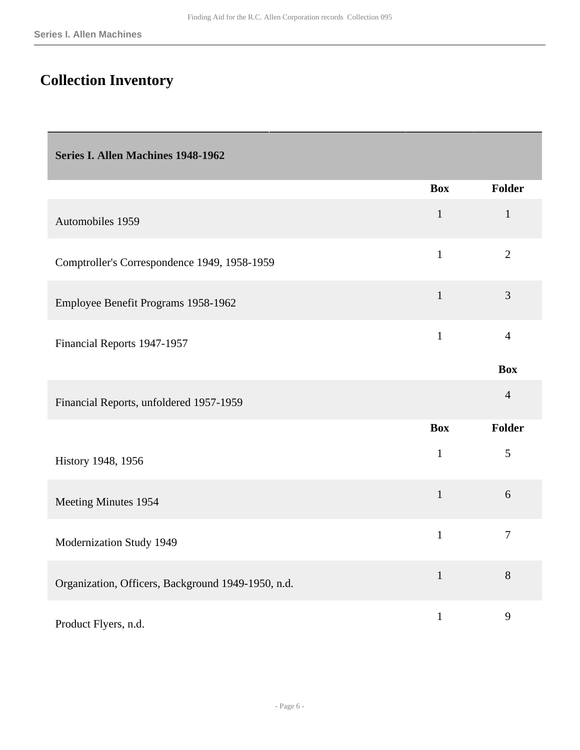# Collection Inventory

| Series I. Allen Machines 1948-1962 | | |
|---|---|---|
| | Box | Folder |
| Automobiles 1959 | 1 | 1 |
| Comptroller's Correspondence 1949, 1958-1959 | 1 | 2 |
| Employee Benefit Programs 1958-1962 | 1 | 3 |
| Financial Reports 1947-1957 | 1 | 4 |
| | | Box |
| Financial Reports, unfoldered 1957-1959 | | 4 |
| | Box | Folder |
| History 1948, 1956 | 1 | 5 |
| Meeting Minutes 1954 | 1 | 6 |
| Modernization Study 1949 | 1 | 7 |
| Organization, Officers, Background 1949-1950, n.d. | 1 | 8 |
| Product Flyers, n.d. | 1 | 9 |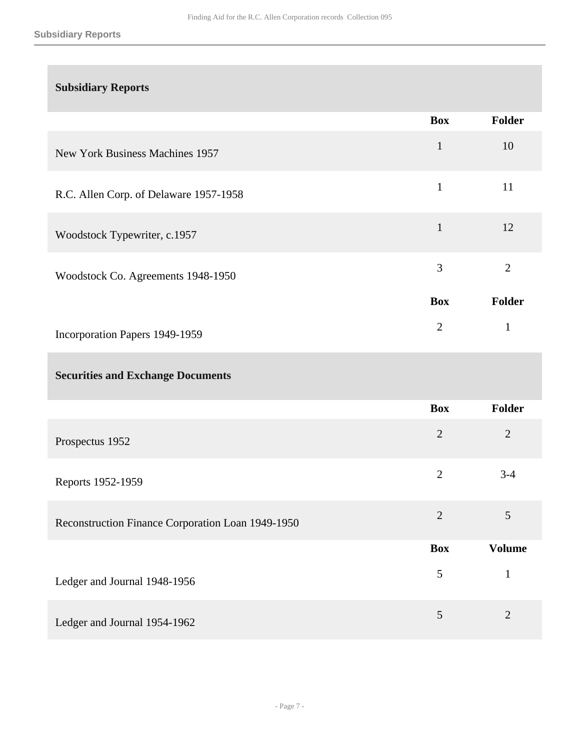## Subsidiary Reports

| | Box | Folder |
|---|---|---|
| New York Business Machines 1957 | 1 | 10 |
| R.C. Allen Corp. of Delaware 1957-1958 | 1 | 11 |
| Woodstock Typewriter, c.1957 | 1 | 12 |
| Woodstock Co. Agreements 1948-1950 | 3 | 2 |

| | Box | Folder |
|---|---|---|
| Incorporation Papers 1949-1959 | 2 | 1 |

## Securities and Exchange Documents

| | Box | Folder |
|---|---|---|
| Prospectus 1952 | 2 | 2 |
| Reports 1952-1959 | 2 | 3-4 |
| Reconstruction Finance Corporation Loan 1949-1950 | 2 | 5 |

| | Box | Volume |
|---|---|---|
| Ledger and Journal 1948-1956 | 5 | 1 |
| Ledger and Journal 1954-1962 | 5 | 2 |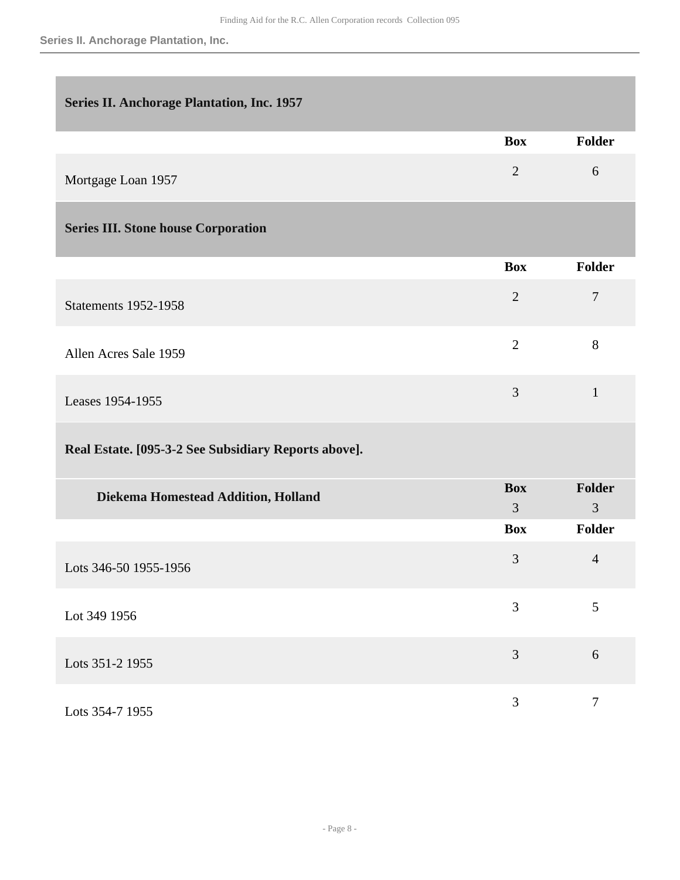## Series II. Anchorage Plantation, Inc. 1957

| | Box | Folder |
|---|---|---|
| Mortgage Loan 1957 | 2 | 6 |

## Series III. Stone house Corporation

| | Box | Folder |
|---|---|---|
| Statements 1952-1958 | 2 | 7 |
| Allen Acres Sale 1959 | 2 | 8 |
| Leases 1954-1955 | 3 | 1 |

### Real Estate. [095-3-2 See Subsidiary Reports above].

| | Box | Folder |
|---|---|---|
| **Diekema Homestead Addition, Holland** | 3 | 3 |

| | Box | Folder |
|---|---|---|
| Lots 346-50 1955-1956 | 3 | 4 |
| Lot 349 1956 | 3 | 5 |
| Lots 351-2 1955 | 3 | 6 |
| Lots 354-7 1955 | 3 | 7 |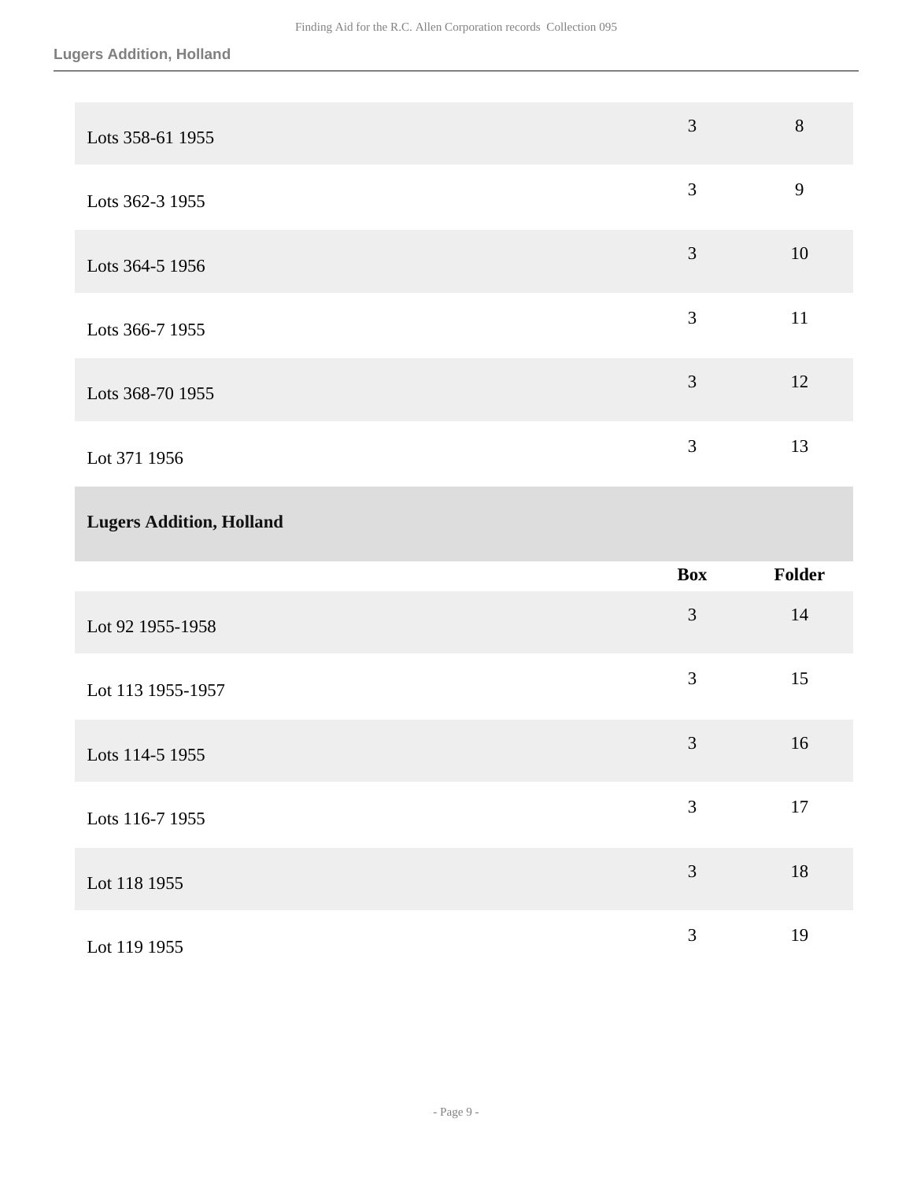| | Box | Folder |
|---|---|---|
| Lots 358-61 1955 | 3 | 8 |
| Lots 362-3 1955 | 3 | 9 |
| Lots 364-5 1956 | 3 | 10 |
| Lots 366-7 1955 | 3 | 11 |
| Lots 368-70 1955 | 3 | 12 |
| Lot 371 1956 | 3 | 13 |

### Lugers Addition, Holland

| | Box | Folder |
|---|---|---|
| Lot 92 1955-1958 | 3 | 14 |
| Lot 113 1955-1957 | 3 | 15 |
| Lots 114-5 1955 | 3 | 16 |
| Lots 116-7 1955 | 3 | 17 |
| Lot 118 1955 | 3 | 18 |
| Lot 119 1955 | 3 | 19 |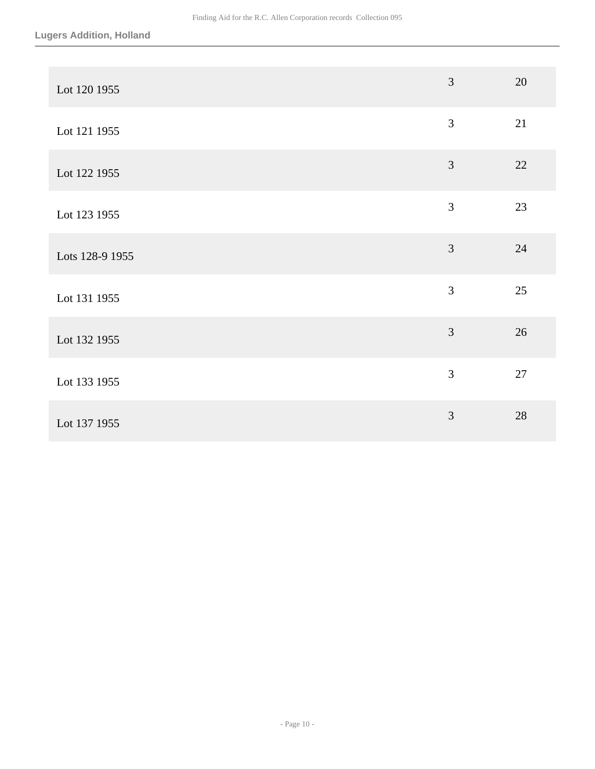| | | |
|---|---|---|
| Lot 120 1955 | 3 | 20 |
| Lot 121 1955 | 3 | 21 |
| Lot 122 1955 | 3 | 22 |
| Lot 123 1955 | 3 | 23 |
| Lots 128-9 1955 | 3 | 24 |
| Lot 131 1955 | 3 | 25 |
| Lot 132 1955 | 3 | 26 |
| Lot 133 1955 | 3 | 27 |
| Lot 137 1955 | 3 | 28 |